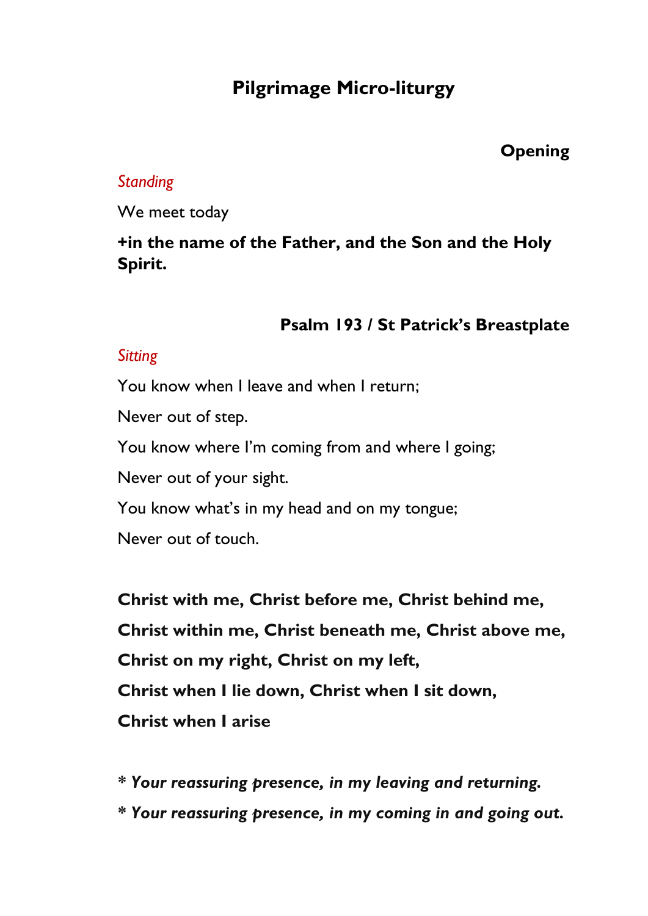# Pilgrimage Micro-liturgy

## Opening

*Standing*

We meet today

**+in the name of the Father, and the Son and the Holy Spirit.**

## Psalm 193 / St Patrick's Breastplate

*Sitting*

You know when I leave and when I return;

Never out of step.

You know where I'm coming from and where I going;

Never out of your sight.

You know what's in my head and on my tongue;

Never out of touch.

**Christ with me, Christ before me, Christ behind me,**

**Christ within me, Christ beneath me, Christ above me,**

**Christ on my right, Christ on my left,**

**Christ when I lie down, Christ when I sit down,**

**Christ when I arise**

***\* Your reassuring presence, in my leaving and returning.***

***\* Your reassuring presence, in my coming in and going out.***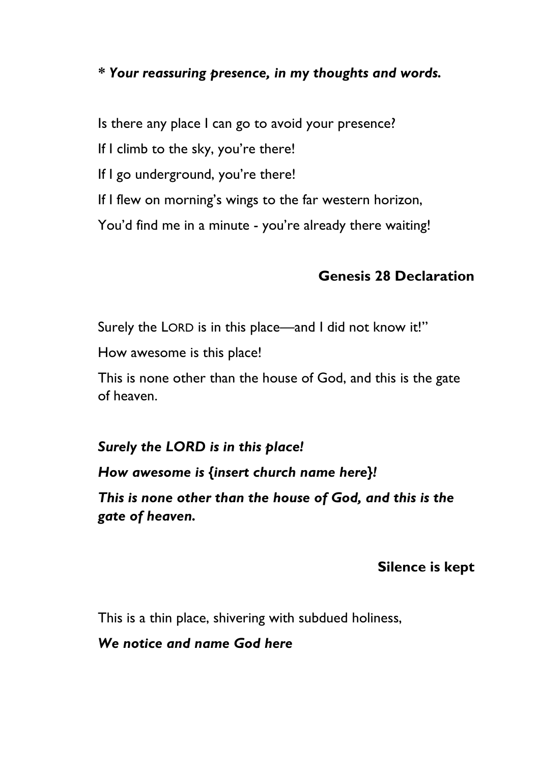***** Your reassuring presence, in my thoughts and words.***

Is there any place I can go to avoid your presence?

If I climb to the sky, you're there!

If I go underground, you're there!

If I flew on morning's wings to the far western horizon,

You'd find me in a minute - you're already there waiting!

**Genesis 28 Declaration**

Surely the LORD is in this place—and I did not know it!"

How awesome is this place!

This is none other than the house of God, and this is the gate of heaven.

***Surely the LORD is in this place!***

***How awesome is {insert church name here}!***

***This is none other than the house of God, and this is the gate of heaven.***

**Silence is kept**

This is a thin place, shivering with subdued holiness,

***We notice and name God here***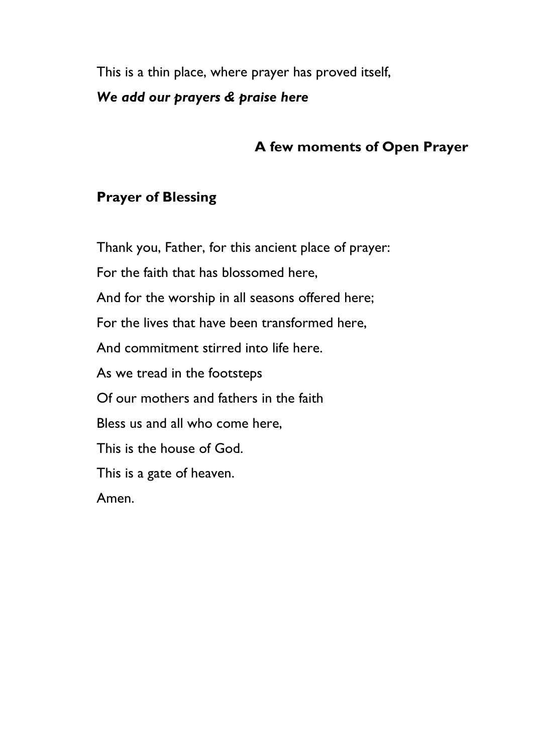This is a thin place, where prayer has proved itself,

***We add our prayers & praise here***

**A few moments of Open Prayer**

**Prayer of Blessing**

Thank you, Father, for this ancient place of prayer:
For the faith that has blossomed here,
And for the worship in all seasons offered here;
For the lives that have been transformed here,
And commitment stirred into life here.
As we tread in the footsteps
Of our mothers and fathers in the faith
Bless us and all who come here,
This is the house of God.
This is a gate of heaven.
Amen.